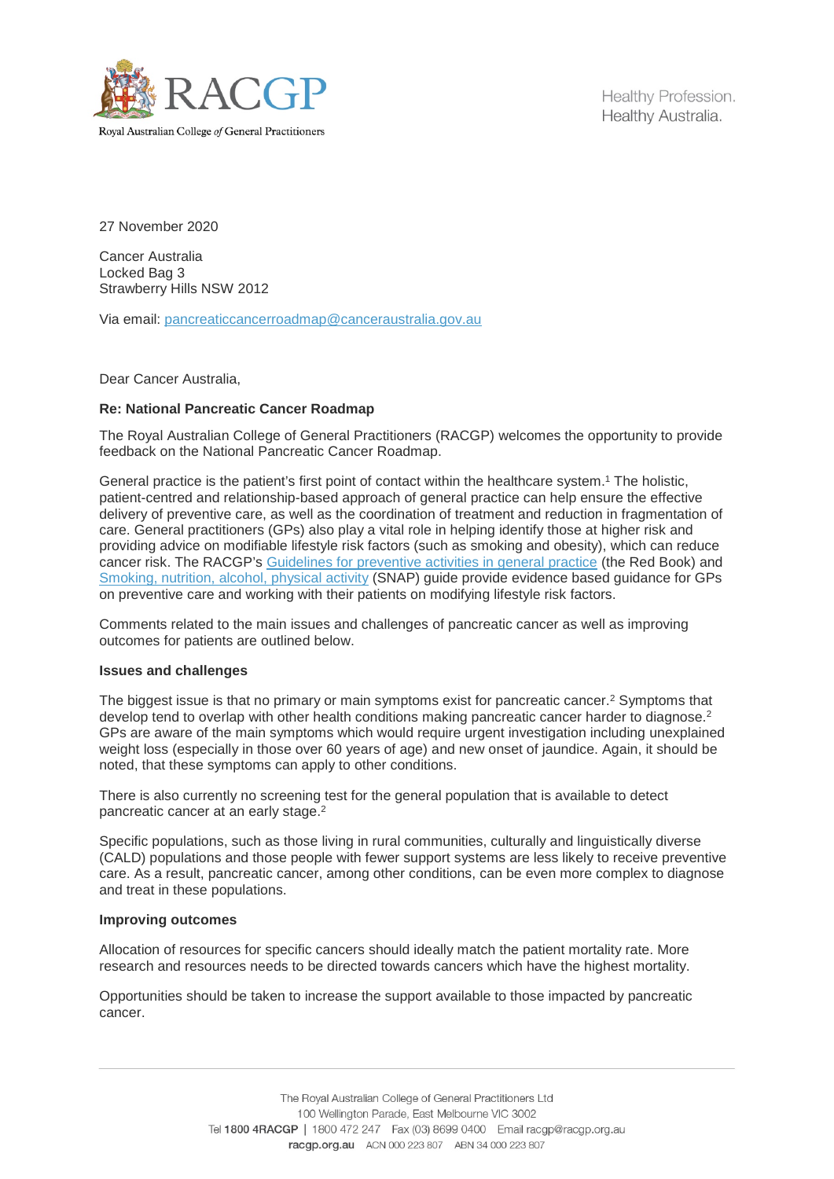RACGP

Royal Australian College *of* General Practitioners

Healthy Profession.
Healthy Australia.

27 November 2020

Cancer Australia
Locked Bag 3
Strawberry Hills NSW 2012

Via email: pancreaticcancerroadmap@canceraustralia.gov.au

Dear Cancer Australia,

**Re: National Pancreatic Cancer Roadmap**

The Royal Australian College of General Practitioners (RACGP) welcomes the opportunity to provide feedback on the National Pancreatic Cancer Roadmap.

General practice is the patient's first point of contact within the healthcare system.[1] The holistic, patient-centred and relationship-based approach of general practice can help ensure the effective delivery of preventive care, as well as the coordination of treatment and reduction in fragmentation of care. General practitioners (GPs) also play a vital role in helping identify those at higher risk and providing advice on modifiable lifestyle risk factors (such as smoking and obesity), which can reduce cancer risk. The RACGP's Guidelines for preventive activities in general practice (the Red Book) and Smoking, nutrition, alcohol, physical activity (SNAP) guide provide evidence based guidance for GPs on preventive care and working with their patients on modifying lifestyle risk factors.

Comments related to the main issues and challenges of pancreatic cancer as well as improving outcomes for patients are outlined below.

**Issues and challenges**

The biggest issue is that no primary or main symptoms exist for pancreatic cancer.[2] Symptoms that develop tend to overlap with other health conditions making pancreatic cancer harder to diagnose.[2] GPs are aware of the main symptoms which would require urgent investigation including unexplained weight loss (especially in those over 60 years of age) and new onset of jaundice. Again, it should be noted, that these symptoms can apply to other conditions.

There is also currently no screening test for the general population that is available to detect pancreatic cancer at an early stage.[2]

Specific populations, such as those living in rural communities, culturally and linguistically diverse (CALD) populations and those people with fewer support systems are less likely to receive preventive care. As a result, pancreatic cancer, among other conditions, can be even more complex to diagnose and treat in these populations.

**Improving outcomes**

Allocation of resources for specific cancers should ideally match the patient mortality rate. More research and resources needs to be directed towards cancers which have the highest mortality.

Opportunities should be taken to increase the support available to those impacted by pancreatic cancer.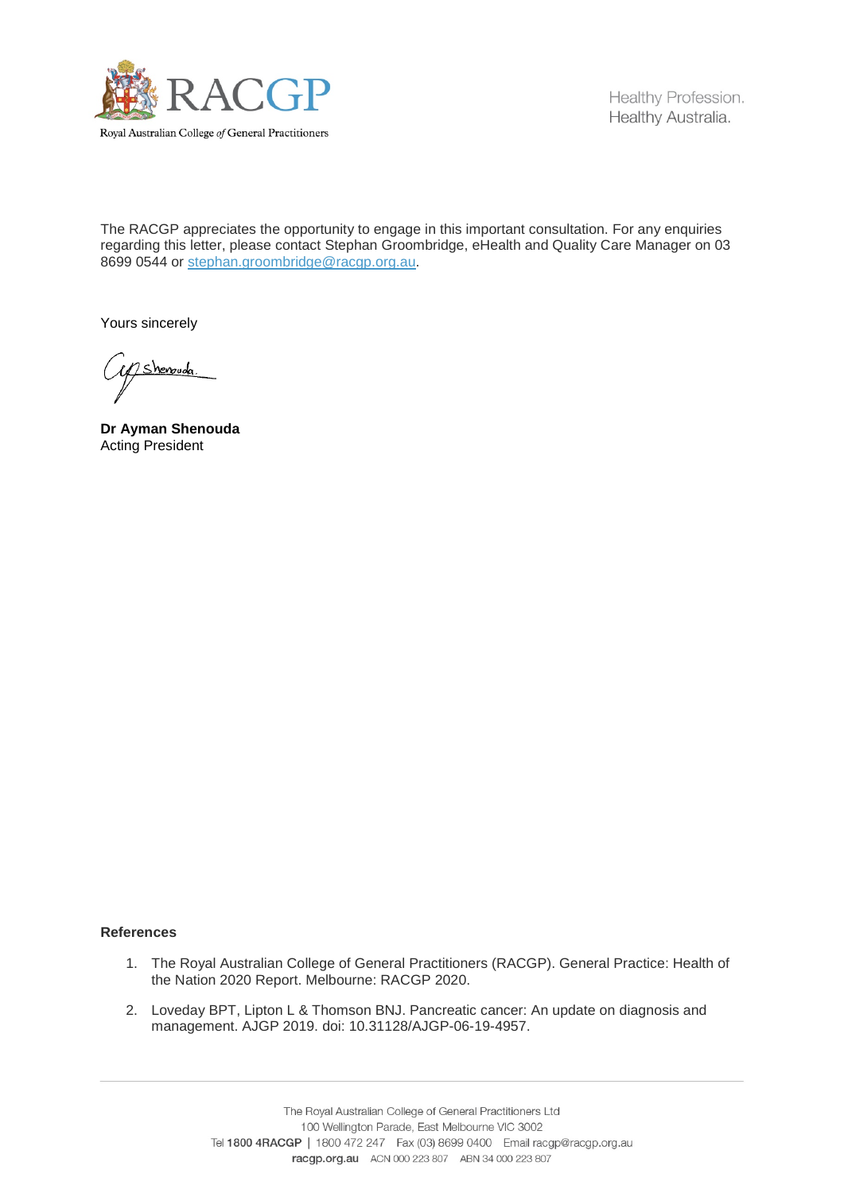The RACGP appreciates the opportunity to engage in this important consultation. For any enquiries regarding this letter, please contact Stephan Groombridge, eHealth and Quality Care Manager on 03 8699 0544 or stephan.groombridge@racgp.org.au.

Yours sincerely

**Dr Ayman Shenouda**
Acting President

**References**

1. The Royal Australian College of General Practitioners (RACGP). General Practice: Health of the Nation 2020 Report. Melbourne: RACGP 2020.
2. Loveday BPT, Lipton L & Thomson BNJ. Pancreatic cancer: An update on diagnosis and management. AJGP 2019. doi: 10.31128/AJGP-06-19-4957.